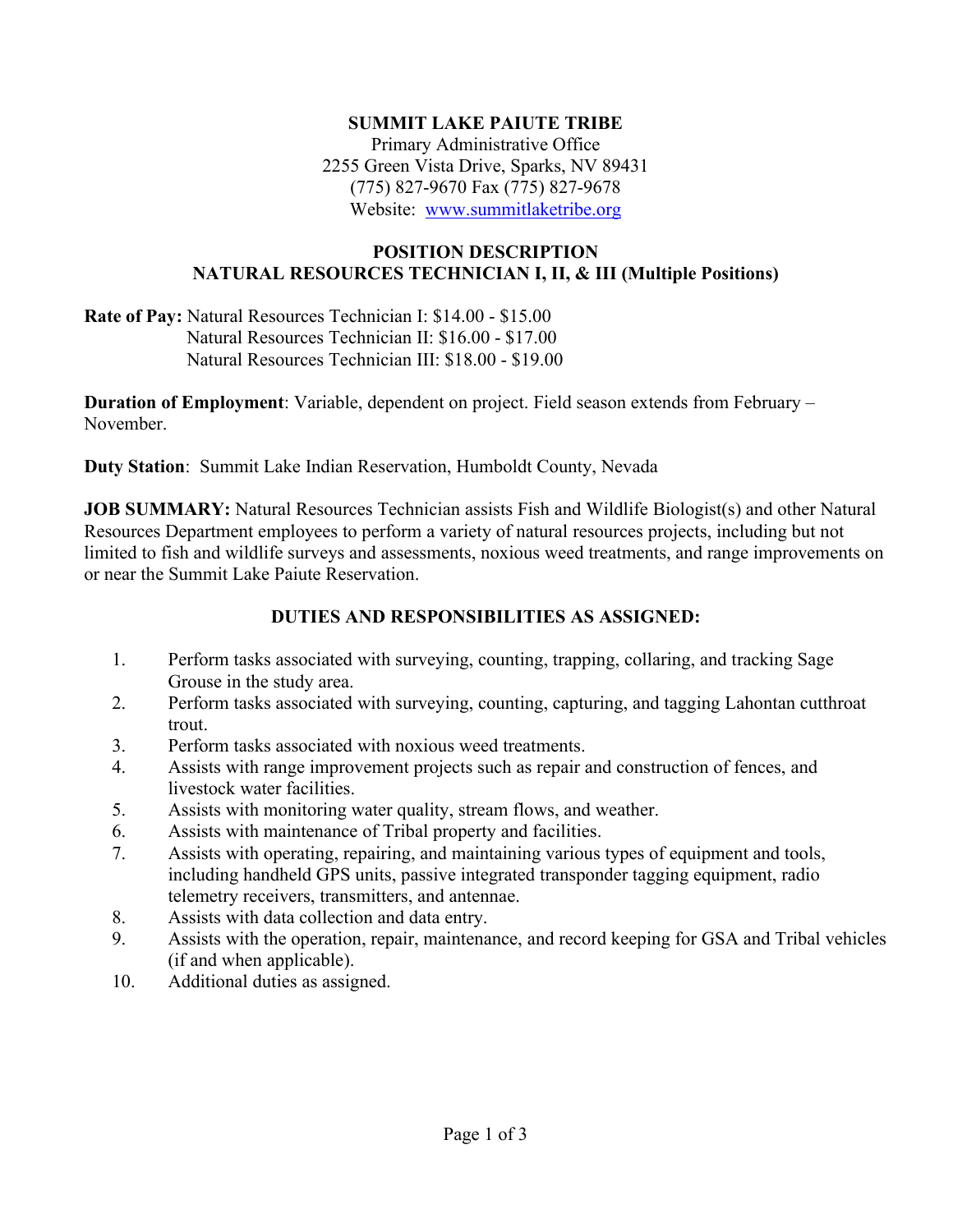**SUMMIT LAKE PAIUTE TRIBE**
Primary Administrative Office
2255 Green Vista Drive, Sparks, NV 89431
(775) 827-9670 Fax (775) 827-9678
Website: [www.summitlaketribe.org](http://www.summitlaketribe.org)

## POSITION DESCRIPTION
## NATURAL RESOURCES TECHNICIAN I, II, & III (Multiple Positions)

**Rate of Pay:** Natural Resources Technician I: $14.00 - $15.00
Natural Resources Technician II: $16.00 - $17.00
Natural Resources Technician III: $18.00 - $19.00

**Duration of Employment**: Variable, dependent on project. Field season extends from February – November.

**Duty Station**: Summit Lake Indian Reservation, Humboldt County, Nevada

**JOB SUMMARY:** Natural Resources Technician assists Fish and Wildlife Biologist(s) and other Natural Resources Department employees to perform a variety of natural resources projects, including but not limited to fish and wildlife surveys and assessments, noxious weed treatments, and range improvements on or near the Summit Lake Paiute Reservation.

### DUTIES AND RESPONSIBILITIES AS ASSIGNED:

1. Perform tasks associated with surveying, counting, trapping, collaring, and tracking Sage Grouse in the study area.
2. Perform tasks associated with surveying, counting, capturing, and tagging Lahontan cutthroat trout.
3. Perform tasks associated with noxious weed treatments.
4. Assists with range improvement projects such as repair and construction of fences, and livestock water facilities.
5. Assists with monitoring water quality, stream flows, and weather.
6. Assists with maintenance of Tribal property and facilities.
7. Assists with operating, repairing, and maintaining various types of equipment and tools, including handheld GPS units, passive integrated transponder tagging equipment, radio telemetry receivers, transmitters, and antennae.
8. Assists with data collection and data entry.
9. Assists with the operation, repair, maintenance, and record keeping for GSA and Tribal vehicles (if and when applicable).
10. Additional duties as assigned.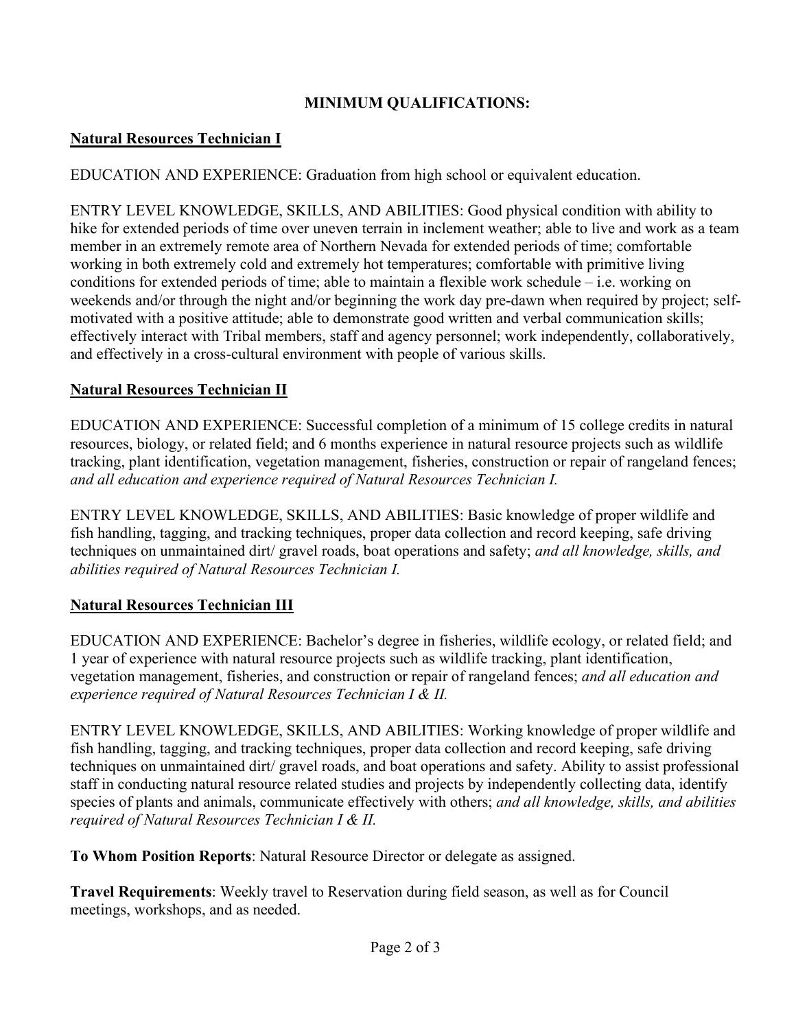## MINIMUM QUALIFICATIONS:

### Natural Resources Technician I

EDUCATION AND EXPERIENCE: Graduation from high school or equivalent education.

ENTRY LEVEL KNOWLEDGE, SKILLS, AND ABILITIES: Good physical condition with ability to hike for extended periods of time over uneven terrain in inclement weather; able to live and work as a team member in an extremely remote area of Northern Nevada for extended periods of time; comfortable working in both extremely cold and extremely hot temperatures; comfortable with primitive living conditions for extended periods of time; able to maintain a flexible work schedule – i.e. working on weekends and/or through the night and/or beginning the work day pre-dawn when required by project; self-motivated with a positive attitude; able to demonstrate good written and verbal communication skills; effectively interact with Tribal members, staff and agency personnel; work independently, collaboratively, and effectively in a cross-cultural environment with people of various skills.

### Natural Resources Technician II

EDUCATION AND EXPERIENCE: Successful completion of a minimum of 15 college credits in natural resources, biology, or related field; and 6 months experience in natural resource projects such as wildlife tracking, plant identification, vegetation management, fisheries, construction or repair of rangeland fences; *and all education and experience required of Natural Resources Technician I.*

ENTRY LEVEL KNOWLEDGE, SKILLS, AND ABILITIES: Basic knowledge of proper wildlife and fish handling, tagging, and tracking techniques, proper data collection and record keeping, safe driving techniques on unmaintained dirt/ gravel roads, boat operations and safety; *and all knowledge, skills, and abilities required of Natural Resources Technician I.*

### Natural Resources Technician III

EDUCATION AND EXPERIENCE: Bachelor's degree in fisheries, wildlife ecology, or related field; and 1 year of experience with natural resource projects such as wildlife tracking, plant identification, vegetation management, fisheries, and construction or repair of rangeland fences; *and all education and experience required of Natural Resources Technician I & II.*

ENTRY LEVEL KNOWLEDGE, SKILLS, AND ABILITIES: Working knowledge of proper wildlife and fish handling, tagging, and tracking techniques, proper data collection and record keeping, safe driving techniques on unmaintained dirt/ gravel roads, and boat operations and safety. Ability to assist professional staff in conducting natural resource related studies and projects by independently collecting data, identify species of plants and animals, communicate effectively with others; *and all knowledge, skills, and abilities required of Natural Resources Technician I & II.*

**To Whom Position Reports**: Natural Resource Director or delegate as assigned.

**Travel Requirements**: Weekly travel to Reservation during field season, as well as for Council meetings, workshops, and as needed.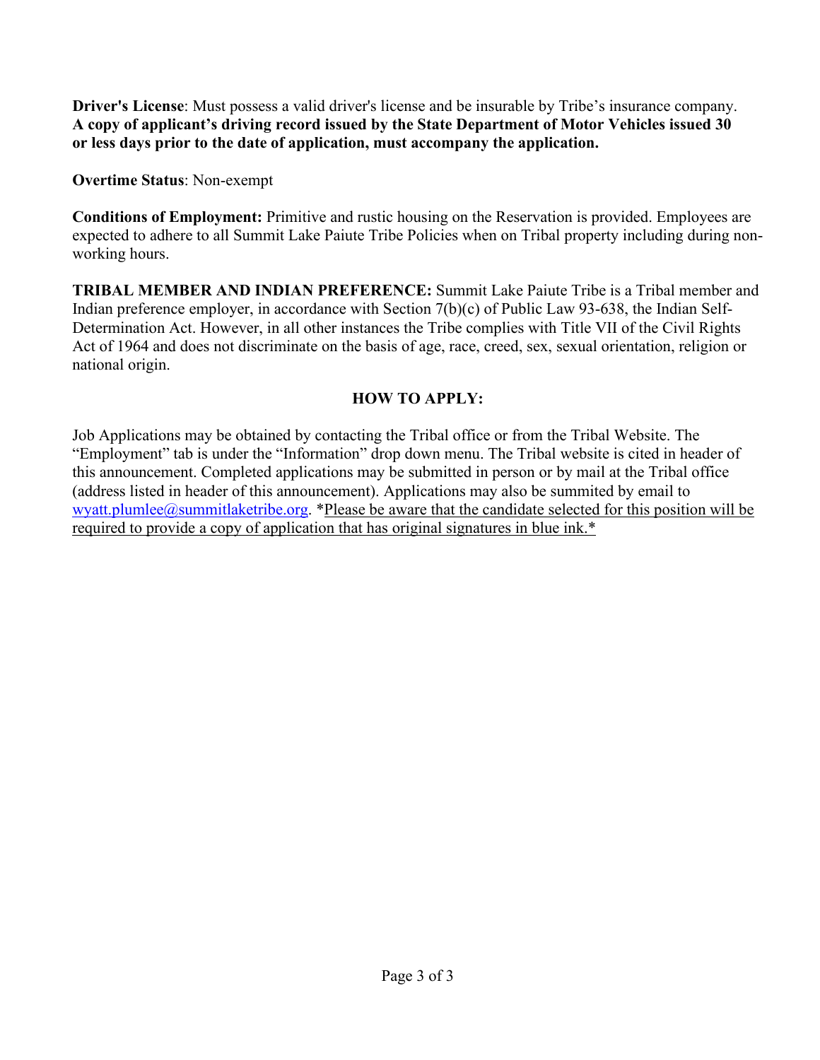**Driver's License**: Must possess a valid driver's license and be insurable by Tribe's insurance company. **A copy of applicant's driving record issued by the State Department of Motor Vehicles issued 30 or less days prior to the date of application, must accompany the application.**

**Overtime Status**: Non-exempt

**Conditions of Employment:** Primitive and rustic housing on the Reservation is provided. Employees are expected to adhere to all Summit Lake Paiute Tribe Policies when on Tribal property including during non-working hours.

**TRIBAL MEMBER AND INDIAN PREFERENCE:** Summit Lake Paiute Tribe is a Tribal member and Indian preference employer, in accordance with Section 7(b)(c) of Public Law 93-638, the Indian Self-Determination Act. However, in all other instances the Tribe complies with Title VII of the Civil Rights Act of 1964 and does not discriminate on the basis of age, race, creed, sex, sexual orientation, religion or national origin.

## HOW TO APPLY:

Job Applications may be obtained by contacting the Tribal office or from the Tribal Website. The "Employment" tab is under the "Information" drop down menu. The Tribal website is cited in header of this announcement. Completed applications may be submitted in person or by mail at the Tribal office (address listed in header of this announcement). Applications may also be summited by email to wyatt.plumlee@summitlaketribe.org. *Please be aware that the candidate selected for this position will be required to provide a copy of application that has original signatures in blue ink.*